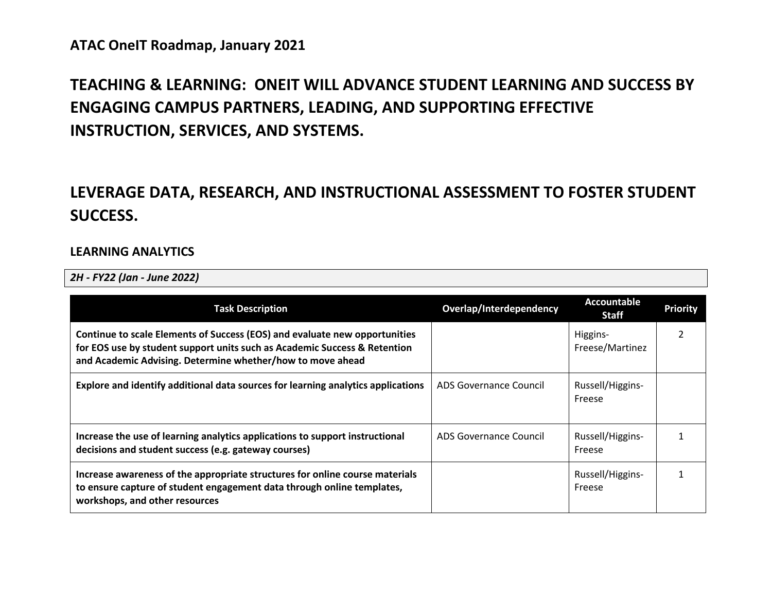**ATAC OneIT Roadmap, January 2021**

# TEACHING & LEARNING: ONEIT WILL ADVANCE STUDENT LEARNING AND SUCCESS BY ENGAGING CAMPUS PARTNERS, LEADING, AND SUPPORTING EFFECTIVE INSTRUCTION, SERVICES, AND SYSTEMS.

## LEVERAGE DATA, RESEARCH, AND INSTRUCTIONAL ASSESSMENT TO FOSTER STUDENT SUCCESS.

### LEARNING ANALYTICS

*2H - FY22 (Jan - June 2022)*

| Task Description | Overlap/Interdependency | Accountable Staff | Priority |
|---|---|---|---|
| **Continue to scale Elements of Success (EOS) and evaluate new opportunities for EOS use by student support units such as Academic Success & Retention and Academic Advising. Determine whether/how to move ahead** | | Higgins-Freese/Martinez | 2 |
| **Explore and identify additional data sources for learning analytics applications** | ADS Governance Council | Russell/Higgins-Freese | |
| **Increase the use of learning analytics applications to support instructional decisions and student success (e.g. gateway courses)** | ADS Governance Council | Russell/Higgins-Freese | 1 |
| **Increase awareness of the appropriate structures for online course materials to ensure capture of student engagement data through online templates, workshops, and other resources** | | Russell/Higgins-Freese | 1 |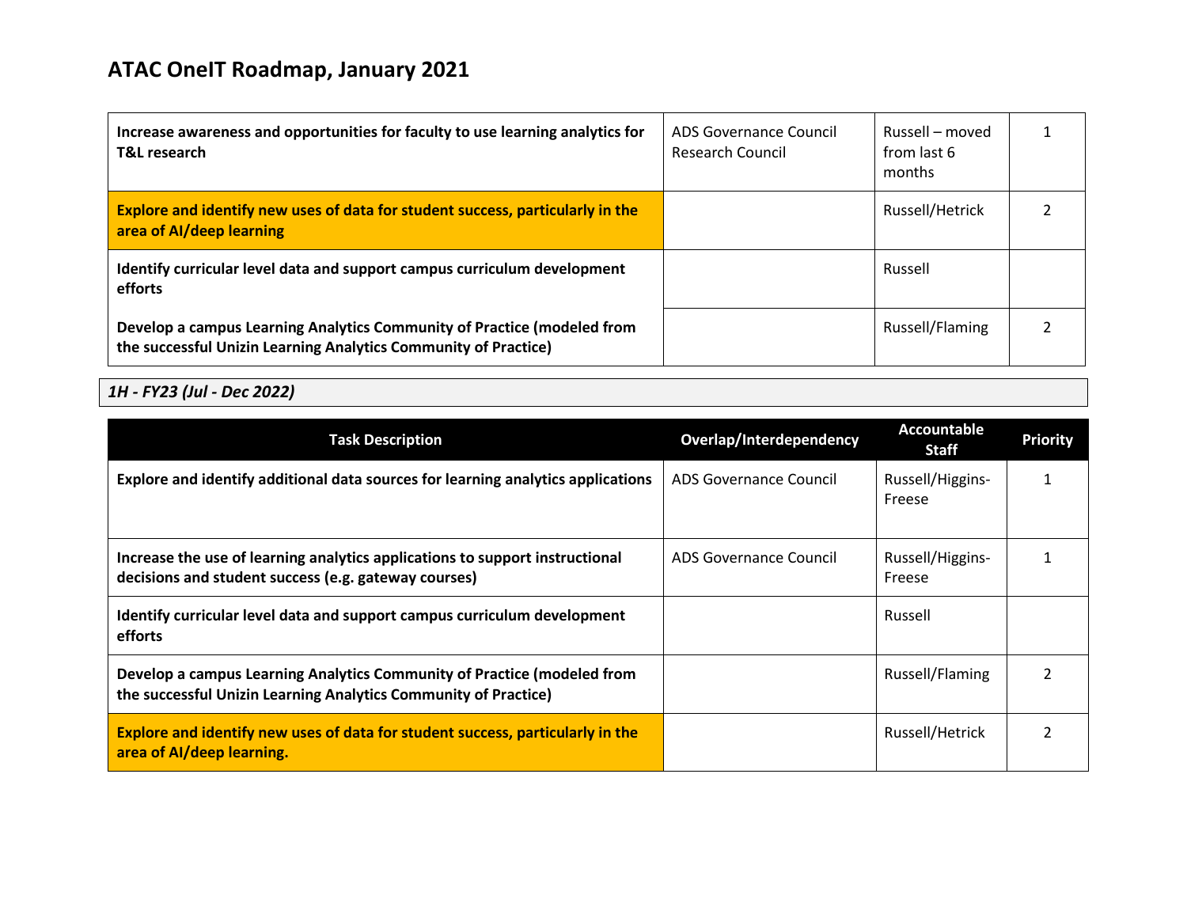# ATAC OneIT Roadmap, January 2021

| | | | |
|---|---|---|---|
| **Increase awareness and opportunities for faculty to use learning analytics for T&L research** | ADS Governance Council<br>Research Council | Russell – moved from last 6 months | 1 |
| **Explore and identify new uses of data for student success, particularly in the area of AI/deep learning** | | Russell/Hetrick | 2 |
| **Identify curricular level data and support campus curriculum development efforts** | | Russell | |
| **Develop a campus Learning Analytics Community of Practice (modeled from the successful Unizin Learning Analytics Community of Practice)** | | Russell/Flaming | 2 |

*1H - FY23 (Jul - Dec 2022)*

| Task Description | Overlap/Interdependency | Accountable Staff | Priority |
|---|---|---|---|
| **Explore and identify additional data sources for learning analytics applications** | ADS Governance Council | Russell/Higgins-Freese | 1 |
| **Increase the use of learning analytics applications to support instructional decisions and student success (e.g. gateway courses)** | ADS Governance Council | Russell/Higgins-Freese | 1 |
| **Identify curricular level data and support campus curriculum development efforts** | | Russell | |
| **Develop a campus Learning Analytics Community of Practice (modeled from the successful Unizin Learning Analytics Community of Practice)** | | Russell/Flaming | 2 |
| **Explore and identify new uses of data for student success, particularly in the area of AI/deep learning.** | | Russell/Hetrick | 2 |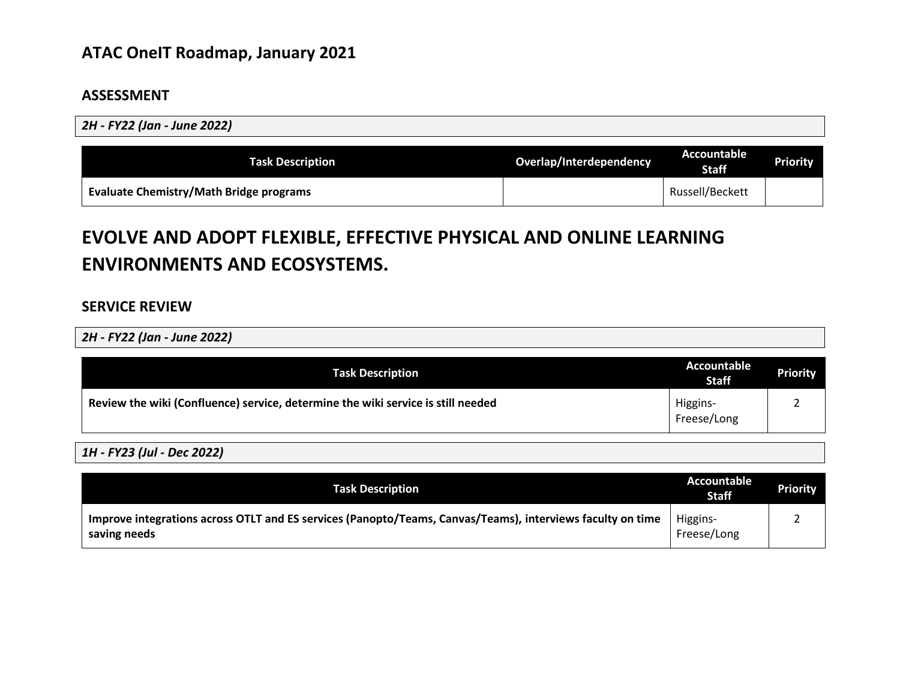## ATAC OneIT Roadmap, January 2021

### ASSESSMENT

*2H - FY22 (Jan - June 2022)*

| Task Description | Overlap/Interdependency | Accountable Staff | Priority |
|---|---|---|---|
| **Evaluate Chemistry/Math Bridge programs** | | Russell/Beckett | |

# EVOLVE AND ADOPT FLEXIBLE, EFFECTIVE PHYSICAL AND ONLINE LEARNING ENVIRONMENTS AND ECOSYSTEMS.

### SERVICE REVIEW

*2H - FY22 (Jan - June 2022)*

| Task Description | Accountable Staff | Priority |
|---|---|---|
| **Review the wiki (Confluence) service, determine the wiki service is still needed** | Higgins-Freese/Long | 2 |

*1H - FY23 (Jul - Dec 2022)*

| Task Description | Accountable Staff | Priority |
|---|---|---|
| **Improve integrations across OTLT and ES services (Panopto/Teams, Canvas/Teams), interviews faculty on time saving needs** | Higgins-Freese/Long | 2 |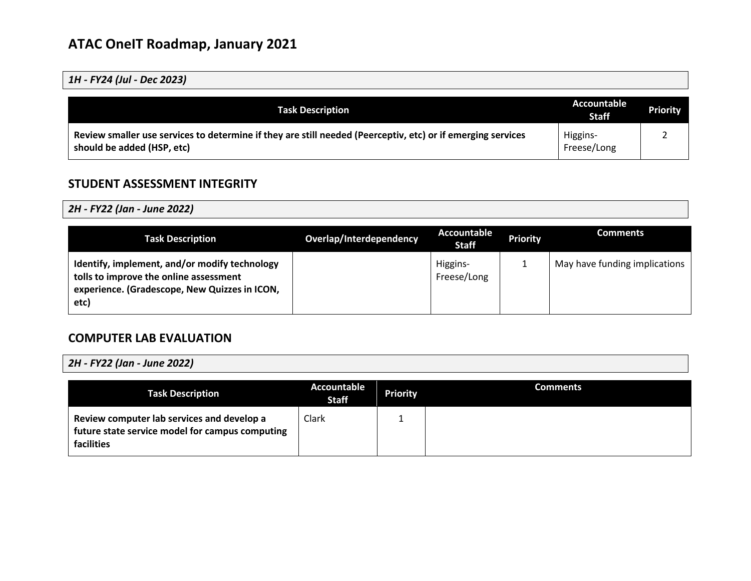# ATAC OneIT Roadmap, January 2021

*1H - FY24 (Jul - Dec 2023)*

| Task Description | Accountable Staff | Priority |
|---|---|---|
| **Review smaller use services to determine if they are still needed (Peerceptiv, etc) or if emerging services should be added (HSP, etc)** | Higgins-Freese/Long | 2 |

## STUDENT ASSESSMENT INTEGRITY

*2H - FY22 (Jan - June 2022)*

| Task Description | Overlap/Interdependency | Accountable Staff | Priority | Comments |
|---|---|---|---|---|
| **Identify, implement, and/or modify technology tolls to improve the online assessment experience. (Gradescope, New Quizzes in ICON, etc)** | | Higgins-Freese/Long | 1 | May have funding implications |

## COMPUTER LAB EVALUATION

*2H - FY22 (Jan - June 2022)*

| Task Description | Accountable Staff | Priority | Comments |
|---|---|---|---|
| **Review computer lab services and develop a future state service model for campus computing facilities** | Clark | 1 | |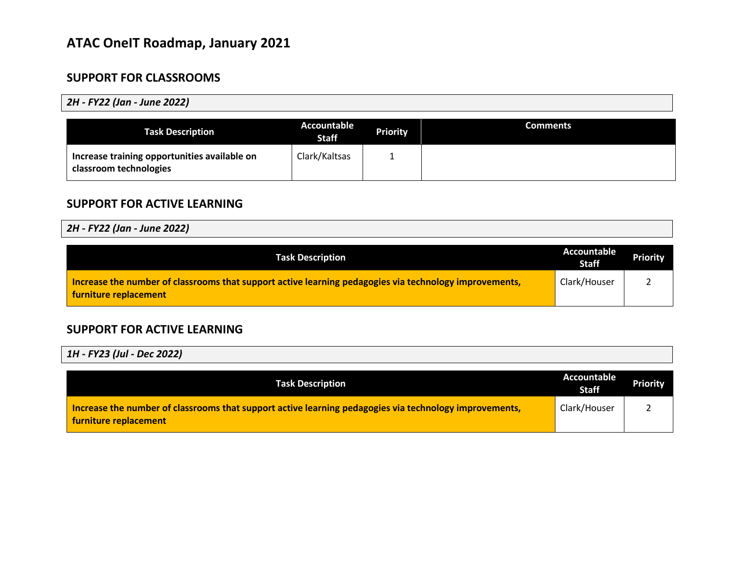# ATAC OneIT Roadmap, January 2021

## SUPPORT FOR CLASSROOMS

*2H - FY22 (Jan - June 2022)*

| Task Description | Accountable Staff | Priority | Comments |
|---|---|---|---|
| **Increase training opportunities available on classroom technologies** | Clark/Kaltsas | 1 | |

## SUPPORT FOR ACTIVE LEARNING

*2H - FY22 (Jan - June 2022)*

| Task Description | Accountable Staff | Priority |
|---|---|---|
| **Increase the number of classrooms that support active learning pedagogies via technology improvements, furniture replacement** | Clark/Houser | 2 |

## SUPPORT FOR ACTIVE LEARNING

*1H - FY23 (Jul - Dec 2022)*

| Task Description | Accountable Staff | Priority |
|---|---|---|
| **Increase the number of classrooms that support active learning pedagogies via technology improvements, furniture replacement** | Clark/Houser | 2 |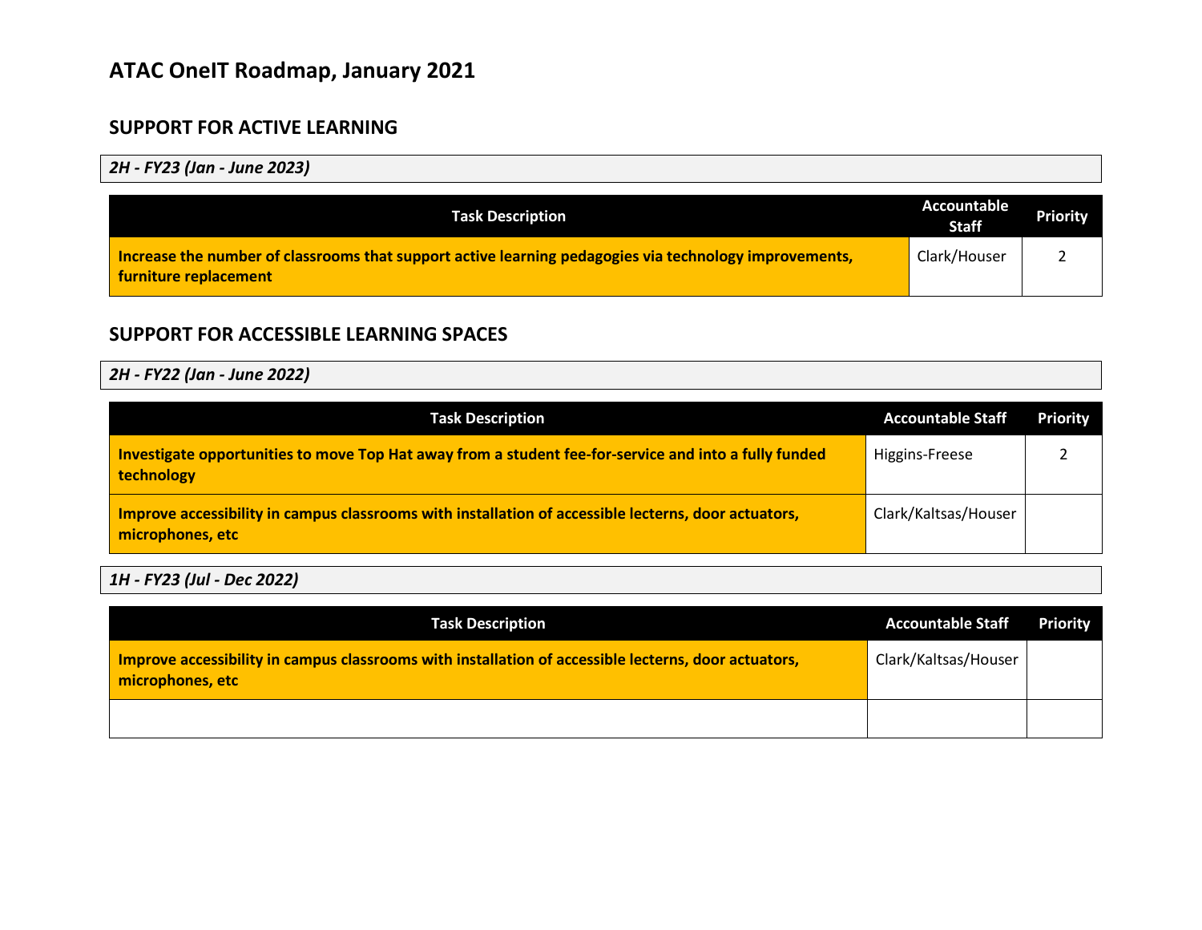# ATAC OneIT Roadmap, January 2021

## SUPPORT FOR ACTIVE LEARNING

*2H - FY23 (Jan - June 2023)*

| Task Description | Accountable Staff | Priority |
|---|---|---|
| **Increase the number of classrooms that support active learning pedagogies via technology improvements, furniture replacement** | Clark/Houser | 2 |

## SUPPORT FOR ACCESSIBLE LEARNING SPACES

*2H - FY22 (Jan - June 2022)*

| Task Description | Accountable Staff | Priority |
|---|---|---|
| **Investigate opportunities to move Top Hat away from a student fee-for-service and into a fully funded technology** | Higgins-Freese | 2 |
| **Improve accessibility in campus classrooms with installation of accessible lecterns, door actuators, microphones, etc** | Clark/Kaltsas/Houser | |

*1H - FY23 (Jul - Dec 2022)*

| Task Description | Accountable Staff | Priority |
|---|---|---|
| **Improve accessibility in campus classrooms with installation of accessible lecterns, door actuators, microphones, etc** | Clark/Kaltsas/Houser | |
| | | |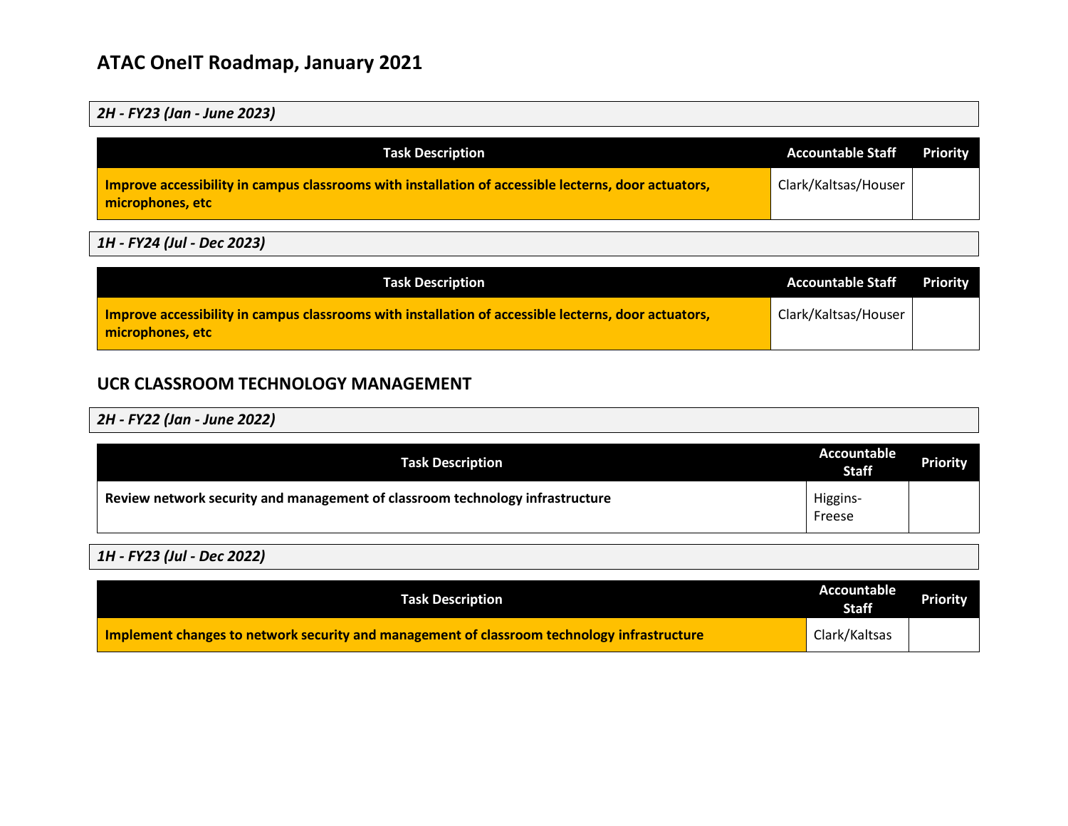## ATAC OneIT Roadmap, January 2021

*2H - FY23 (Jan - June 2023)*

| Task Description | Accountable Staff | Priority |
|---|---|---|
| **Improve accessibility in campus classrooms with installation of accessible lecterns, door actuators, microphones, etc** | Clark/Kaltsas/Houser | |

*1H - FY24 (Jul - Dec 2023)*

| Task Description | Accountable Staff | Priority |
|---|---|---|
| **Improve accessibility in campus classrooms with installation of accessible lecterns, door actuators, microphones, etc** | Clark/Kaltsas/Houser | |

## UCR CLASSROOM TECHNOLOGY MANAGEMENT

*2H - FY22 (Jan - June 2022)*

| Task Description | Accountable Staff | Priority |
|---|---|---|
| **Review network security and management of classroom technology infrastructure** | Higgins-Freese | |

*1H - FY23 (Jul - Dec 2022)*

| Task Description | Accountable Staff | Priority |
|---|---|---|
| **Implement changes to network security and management of classroom technology infrastructure** | Clark/Kaltsas | |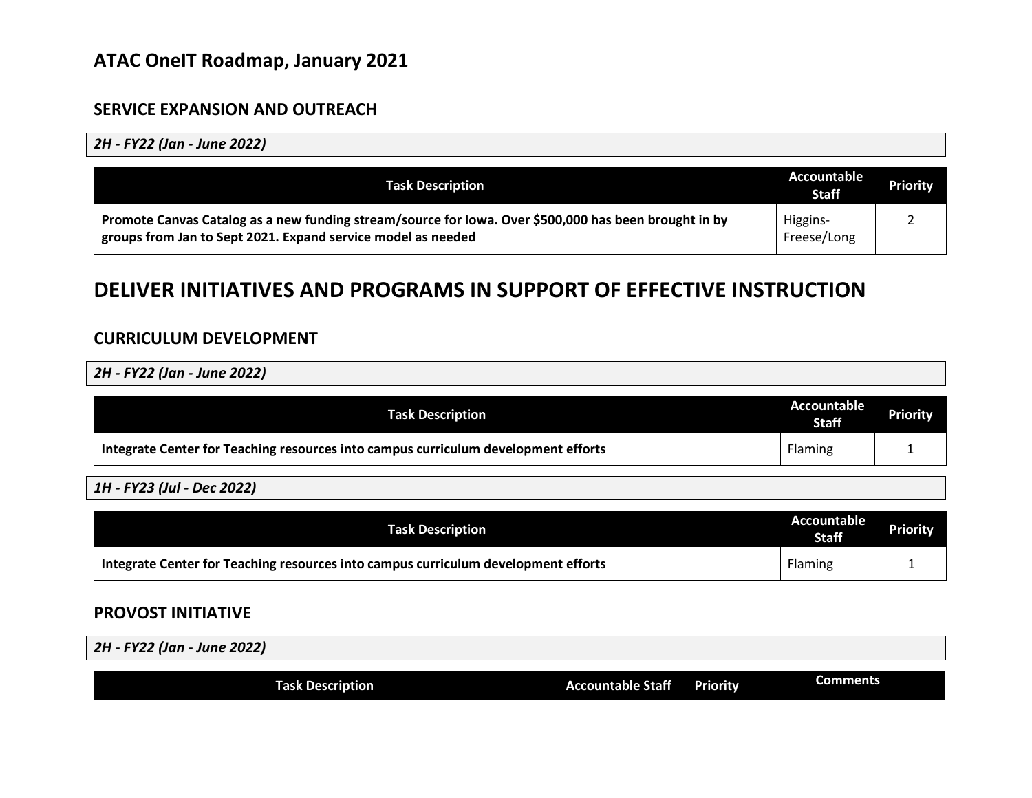## ATAC OneIT Roadmap, January 2021

### SERVICE EXPANSION AND OUTREACH

*2H - FY22 (Jan - June 2022)*

| Task Description | Accountable Staff | Priority |
|---|---|---|
| **Promote Canvas Catalog as a new funding stream/source for Iowa. Over $500,000 has been brought in by groups from Jan to Sept 2021. Expand service model as needed** | Higgins-Freese/Long | 2 |

# DELIVER INITIATIVES AND PROGRAMS IN SUPPORT OF EFFECTIVE INSTRUCTION

### CURRICULUM DEVELOPMENT

*2H - FY22 (Jan - June 2022)*

| Task Description | Accountable Staff | Priority |
|---|---|---|
| **Integrate Center for Teaching resources into campus curriculum development efforts** | Flaming | 1 |

*1H - FY23 (Jul - Dec 2022)*

| Task Description | Accountable Staff | Priority |
|---|---|---|
| **Integrate Center for Teaching resources into campus curriculum development efforts** | Flaming | 1 |

### PROVOST INITIATIVE

*2H - FY22 (Jan - June 2022)*

| Task Description | Accountable Staff | Priority | Comments |
|---|---|---|---|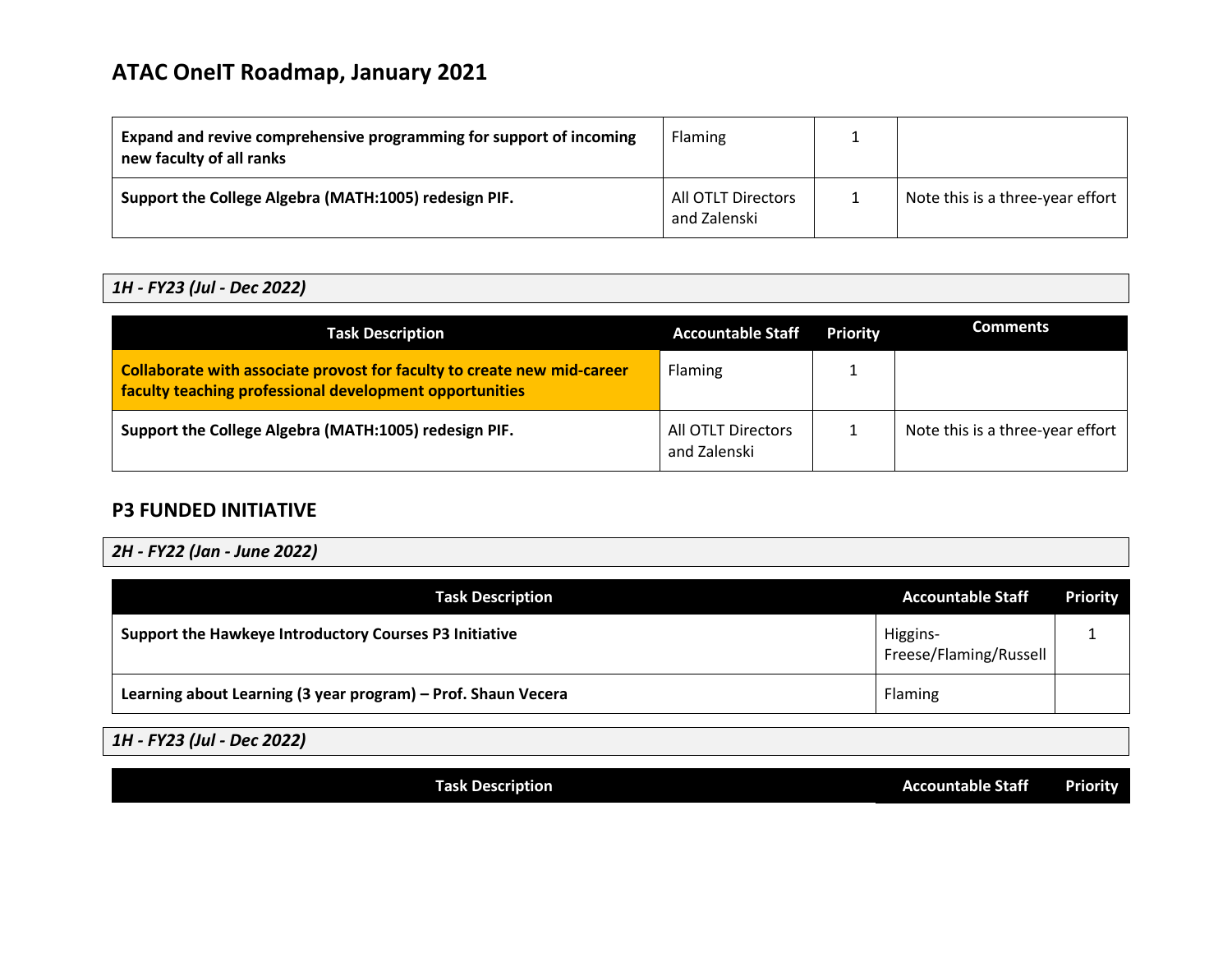## ATAC OneIT Roadmap, January 2021

| | | | |
|---|---|---|---|
| **Expand and revive comprehensive programming for support of incoming new faculty of all ranks** | Flaming | 1 | |
| **Support the College Algebra (MATH:1005) redesign PIF.** | All OTLT Directors and Zalenski | 1 | Note this is a three-year effort |

*1H - FY23 (Jul - Dec 2022)*

| Task Description | Accountable Staff | Priority | Comments |
|---|---|---|---|
| **Collaborate with associate provost for faculty to create new mid-career faculty teaching professional development opportunities** | Flaming | 1 | |
| **Support the College Algebra (MATH:1005) redesign PIF.** | All OTLT Directors and Zalenski | 1 | Note this is a three-year effort |

### P3 FUNDED INITIATIVE

*2H - FY22 (Jan - June 2022)*

| Task Description | Accountable Staff | Priority |
|---|---|---|
| **Support the Hawkeye Introductory Courses P3 Initiative** | Higgins-Freese/Flaming/Russell | 1 |
| **Learning about Learning (3 year program) – Prof. Shaun Vecera** | Flaming | |

*1H - FY23 (Jul - Dec 2022)*

| Task Description | Accountable Staff | Priority |
|---|---|---|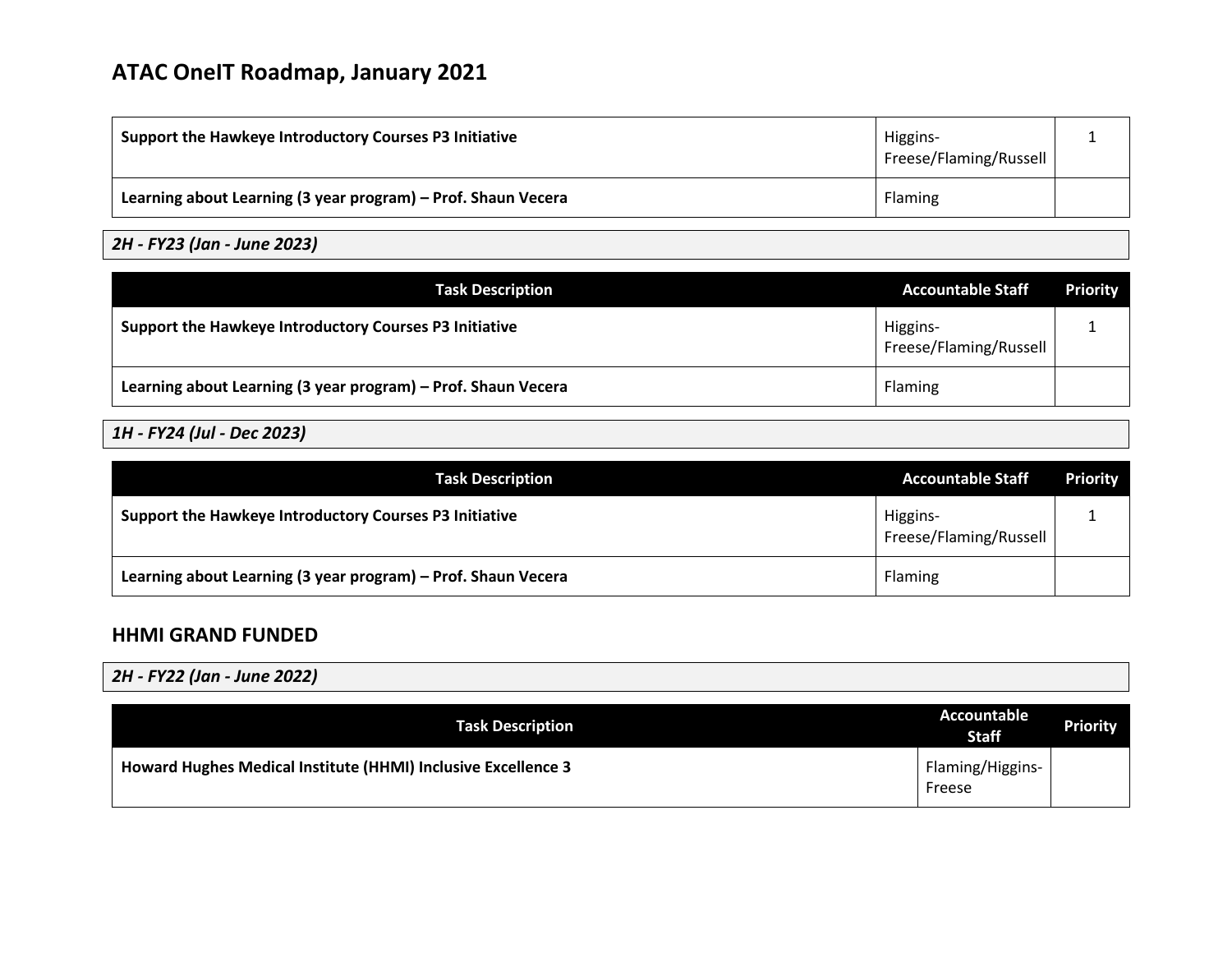# ATAC OneIT Roadmap, January 2021

| Task Description | Accountable Staff | Priority |
| --- | --- | --- |
| **Support the Hawkeye Introductory Courses P3 Initiative** | Higgins-Freese/Flaming/Russell | 1 |
| **Learning about Learning (3 year program) – Prof. Shaun Vecera** | Flaming | |

***2H - FY23 (Jan - June 2023)***

| Task Description | Accountable Staff | Priority |
| --- | --- | --- |
| **Support the Hawkeye Introductory Courses P3 Initiative** | Higgins-Freese/Flaming/Russell | 1 |
| **Learning about Learning (3 year program) – Prof. Shaun Vecera** | Flaming | |

***1H - FY24 (Jul - Dec 2023)***

| Task Description | Accountable Staff | Priority |
| --- | --- | --- |
| **Support the Hawkeye Introductory Courses P3 Initiative** | Higgins-Freese/Flaming/Russell | 1 |
| **Learning about Learning (3 year program) – Prof. Shaun Vecera** | Flaming | |

## HHMI GRAND FUNDED

***2H - FY22 (Jan - June 2022)***

| Task Description | Accountable Staff | Priority |
| --- | --- | --- |
| **Howard Hughes Medical Institute (HHMI) Inclusive Excellence 3** | Flaming/Higgins-Freese | |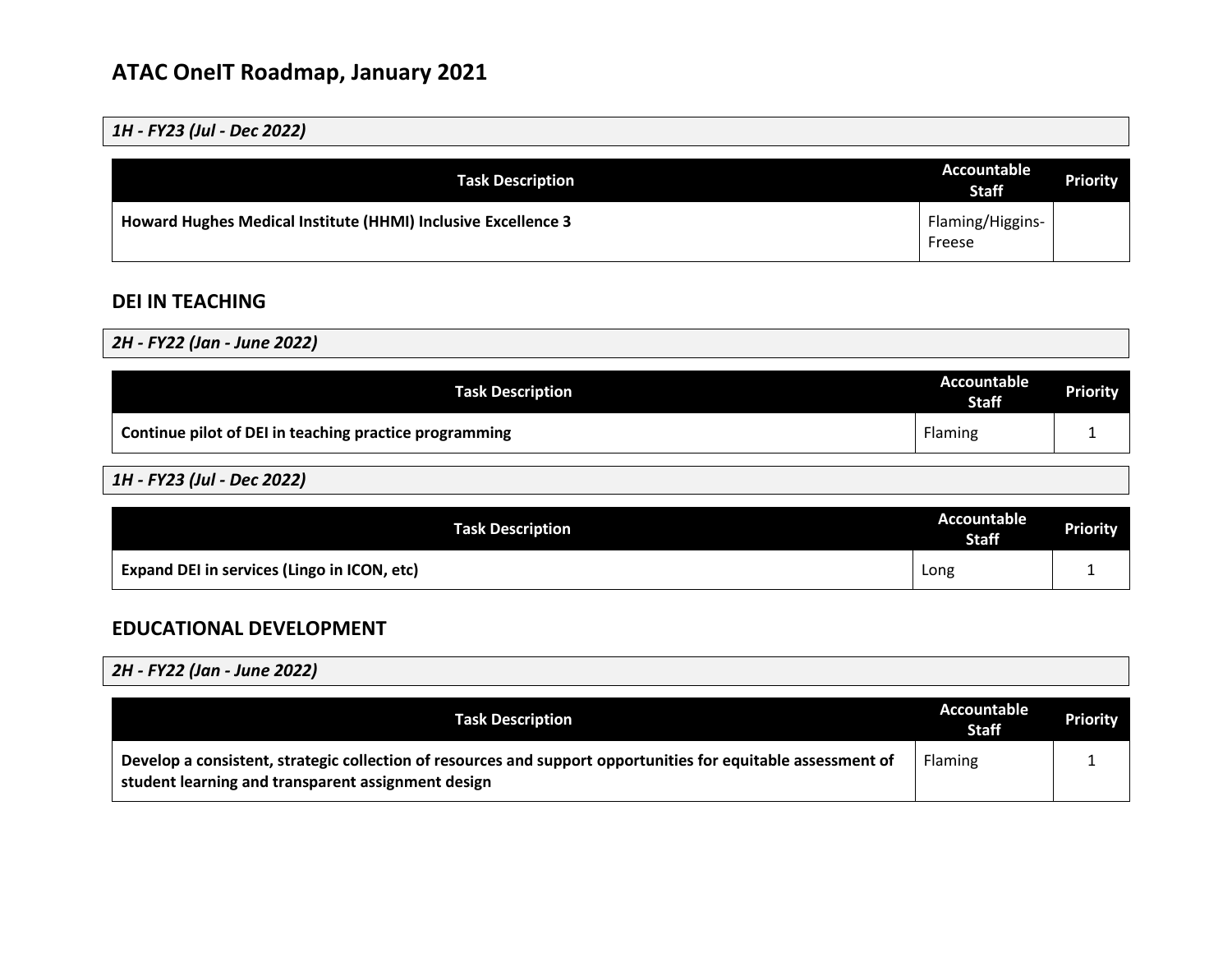# ATAC OneIT Roadmap, January 2021

*1H - FY23 (Jul - Dec 2022)*

| Task Description | Accountable Staff | Priority |
|---|---|---|
| **Howard Hughes Medical Institute (HHMI) Inclusive Excellence 3** | Flaming/Higgins-Freese | |

## DEI IN TEACHING

*2H - FY22 (Jan - June 2022)*

| Task Description | Accountable Staff | Priority |
|---|---|---|
| **Continue pilot of DEI in teaching practice programming** | Flaming | 1 |

*1H - FY23 (Jul - Dec 2022)*

| Task Description | Accountable Staff | Priority |
|---|---|---|
| **Expand DEI in services (Lingo in ICON, etc)** | Long | 1 |

## EDUCATIONAL DEVELOPMENT

*2H - FY22 (Jan - June 2022)*

| Task Description | Accountable Staff | Priority |
|---|---|---|
| **Develop a consistent, strategic collection of resources and support opportunities for equitable assessment of student learning and transparent assignment design** | Flaming | 1 |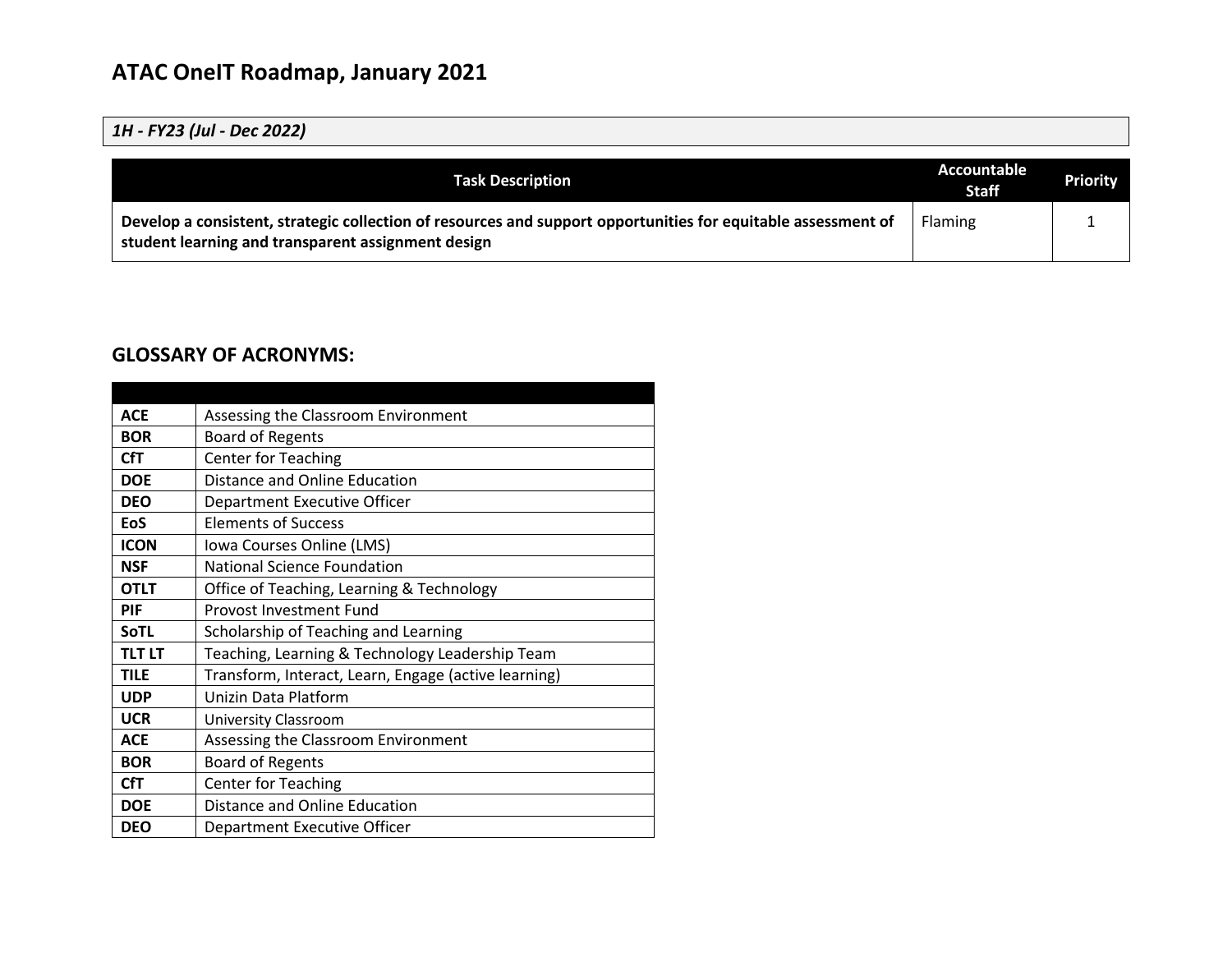# ATAC OneIT Roadmap, January 2021

*1H - FY23 (Jul - Dec 2022)*

| Task Description | Accountable Staff | Priority |
|---|---|---|
| **Develop a consistent, strategic collection of resources and support opportunities for equitable assessment of student learning and transparent assignment design** | Flaming | 1 |

## GLOSSARY OF ACRONYMS:

| | |
|---|---|
| **ACE** | Assessing the Classroom Environment |
| **BOR** | Board of Regents |
| **CfT** | Center for Teaching |
| **DOE** | Distance and Online Education |
| **DEO** | Department Executive Officer |
| **EoS** | Elements of Success |
| **ICON** | Iowa Courses Online (LMS) |
| **NSF** | National Science Foundation |
| **OTLT** | Office of Teaching, Learning & Technology |
| **PIF** | Provost Investment Fund |
| **SoTL** | Scholarship of Teaching and Learning |
| **TLT LT** | Teaching, Learning & Technology Leadership Team |
| **TILE** | Transform, Interact, Learn, Engage (active learning) |
| **UDP** | Unizin Data Platform |
| **UCR** | University Classroom |
| **ACE** | Assessing the Classroom Environment |
| **BOR** | Board of Regents |
| **CfT** | Center for Teaching |
| **DOE** | Distance and Online Education |
| **DEO** | Department Executive Officer |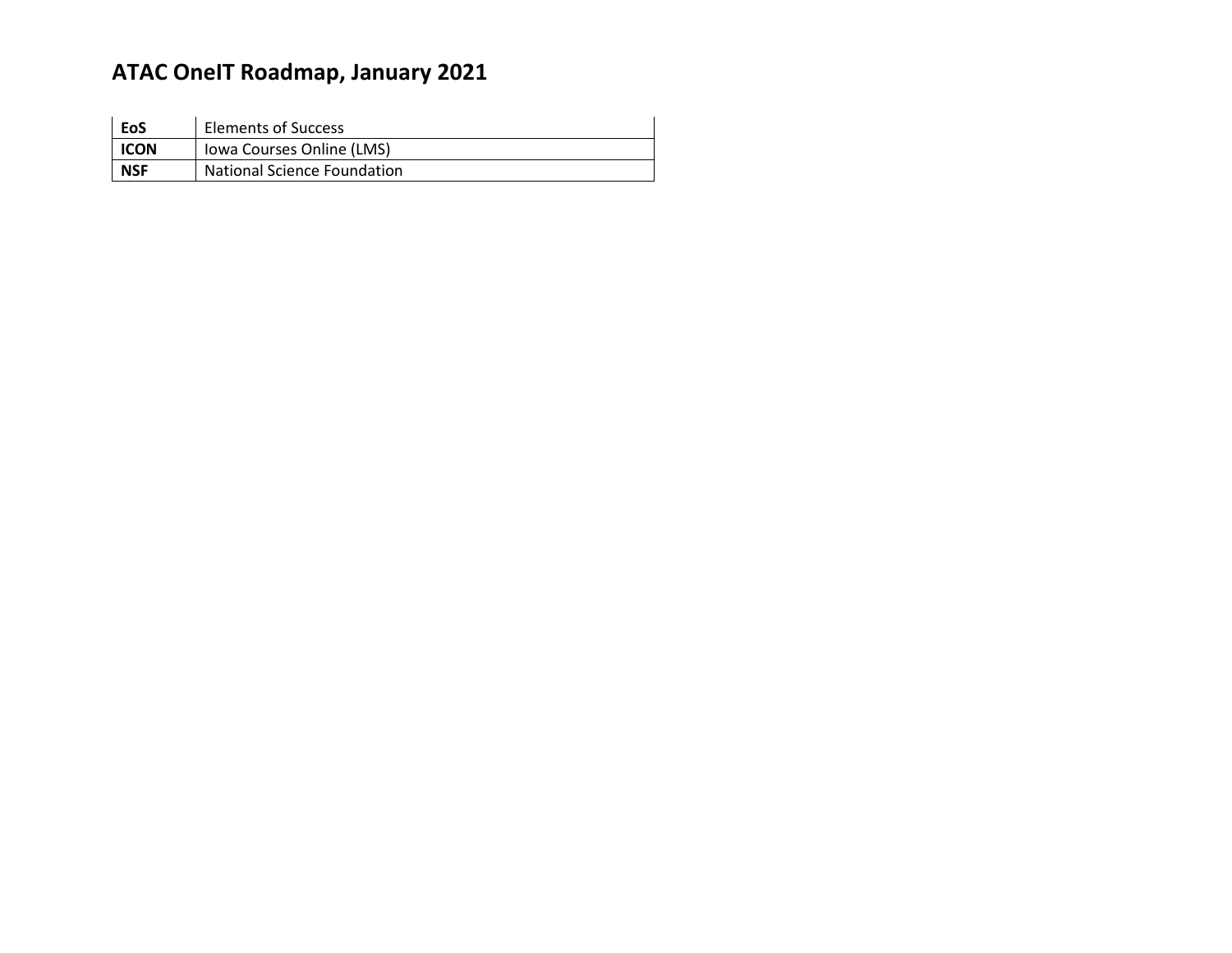# ATAC OneIT Roadmap, January 2021

| | |
|---|---|
| **EoS** | Elements of Success |
| **ICON** | Iowa Courses Online (LMS) |
| **NSF** | National Science Foundation |